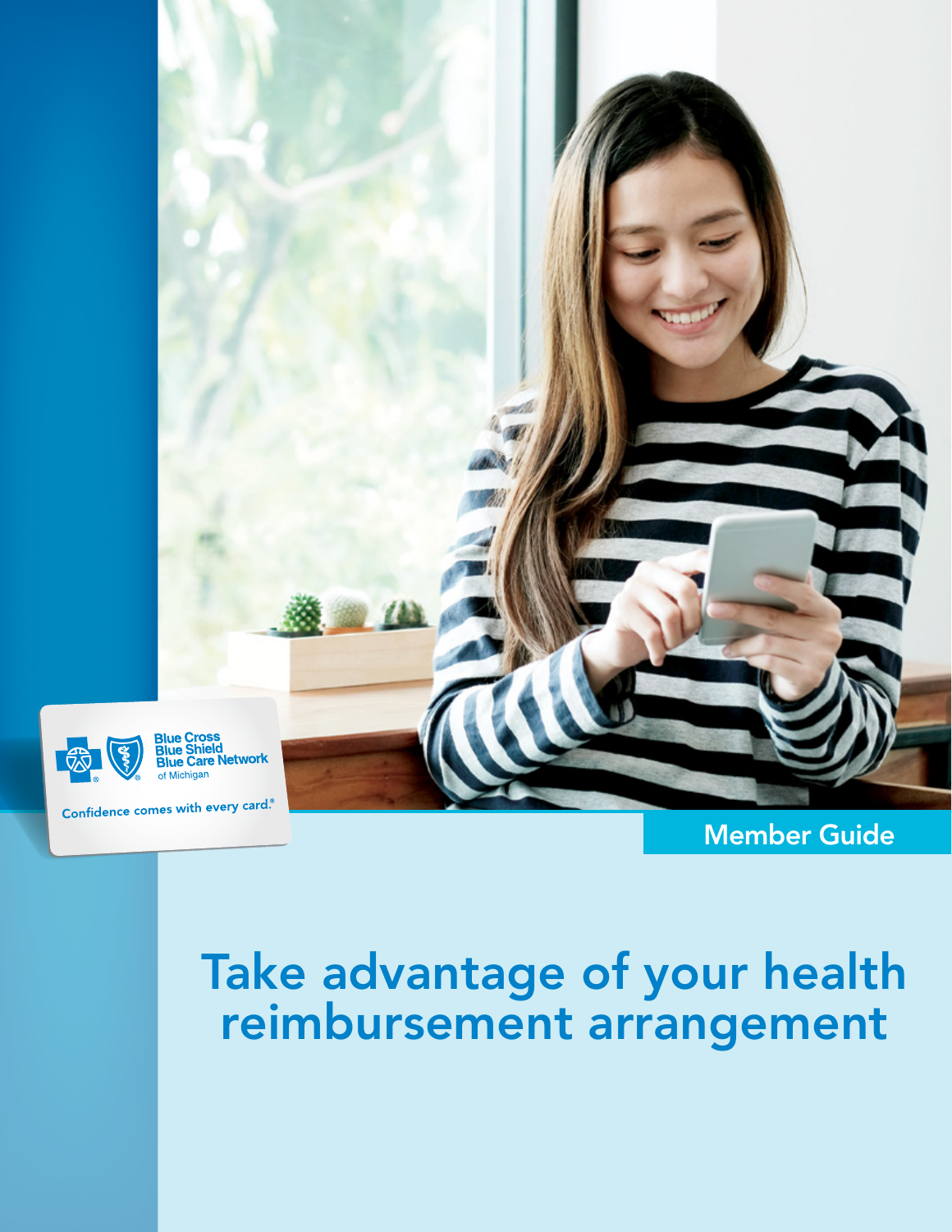Blue Cross Blue Shield Blue Care Network of Michigan

Confidence comes with every card.®

Member Guide

# Take advantage of your health reimbursement arrangement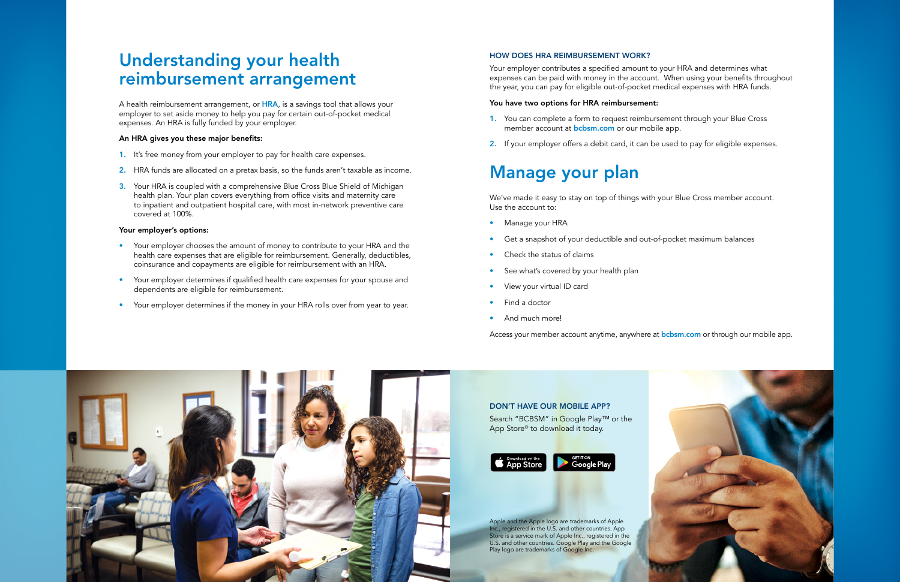# Understanding your health reimbursement arrangement

A health reimbursement arrangement, or HRA, is a savings tool that allows your employer to set aside money to help you pay for certain out-of-pocket medical expenses. An HRA is fully funded by your employer.

**An HRA gives you these major benefits:**

1. It's free money from your employer to pay for health care expenses.
2. HRA funds are allocated on a pretax basis, so the funds aren't taxable as income.
3. Your HRA is coupled with a comprehensive Blue Cross Blue Shield of Michigan health plan. Your plan covers everything from office visits and maternity care to inpatient and outpatient hospital care, with most in-network preventive care covered at 100%.

**Your employer's options:**

- Your employer chooses the amount of money to contribute to your HRA and the health care expenses that are eligible for reimbursement. Generally, deductibles, coinsurance and copayments are eligible for reimbursement with an HRA.
- Your employer determines if qualified health care expenses for your spouse and dependents are eligible for reimbursement.
- Your employer determines if the money in your HRA rolls over from year to year.

### HOW DOES HRA REIMBURSEMENT WORK?

Your employer contributes a specified amount to your HRA and determines what expenses can be paid with money in the account. When using your benefits throughout the year, you can pay for eligible out-of-pocket medical expenses with HRA funds.

**You have two options for HRA reimbursement:**

1. You can complete a form to request reimbursement through your Blue Cross member account at bcbsm.com or our mobile app.
2. If your employer offers a debit card, it can be used to pay for eligible expenses.

# Manage your plan

We've made it easy to stay on top of things with your Blue Cross member account. Use the account to:

- Manage your HRA
- Get a snapshot of your deductible and out-of-pocket maximum balances
- Check the status of claims
- See what's covered by your health plan
- View your virtual ID card
- Find a doctor
- And much more!

Access your member account anytime, anywhere at bcbsm.com or through our mobile app.

### DON'T HAVE OUR MOBILE APP?

Search "BCBSM" in Google Play™ or the App Store® to download it today.

Download on the App Store | GET IT ON Google Play

Apple and the Apple logo are trademarks of Apple Inc., registered in the U.S. and other countries. App Store is a service mark of Apple Inc., registered in the U.S. and other countries. Google Play and the Google Play logo are trademarks of Google Inc.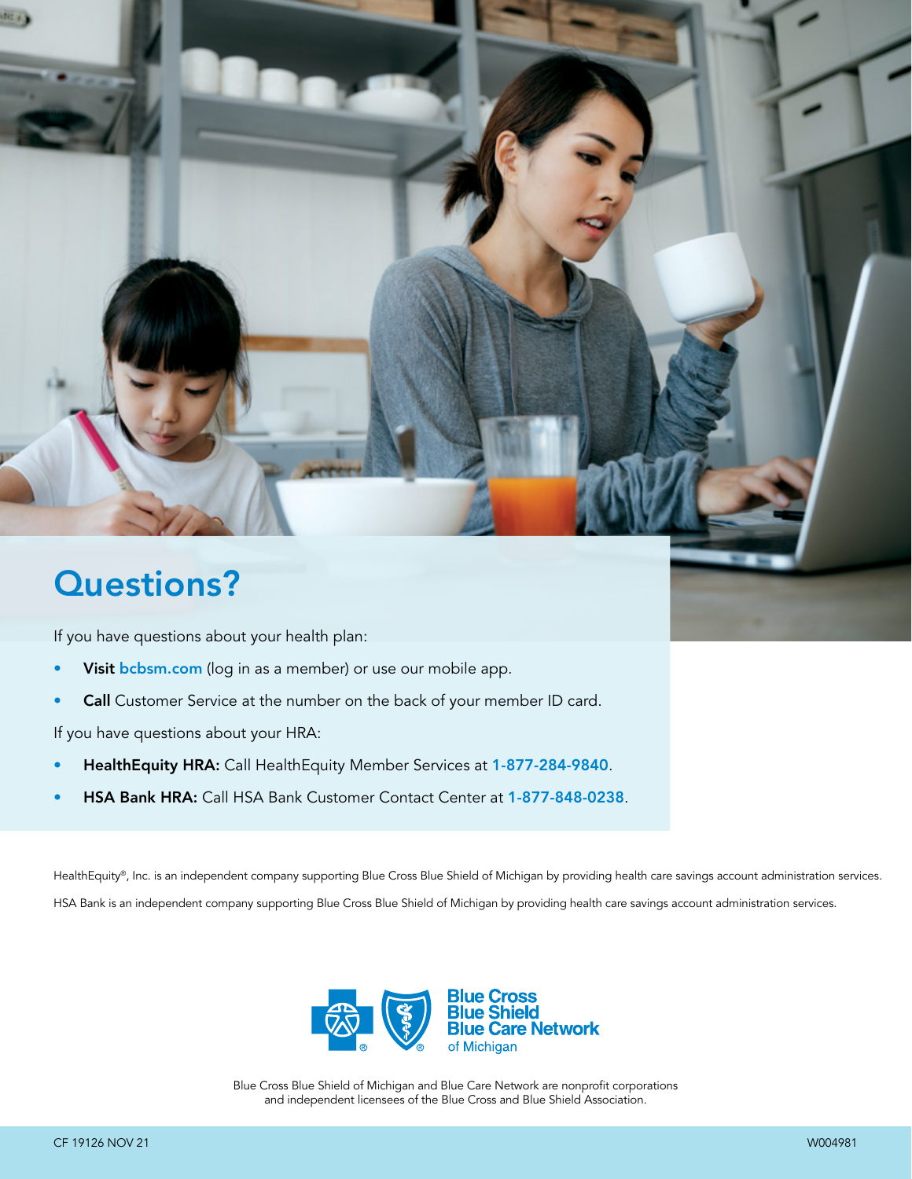# Questions?

If you have questions about your health plan:

- **Visit** bcbsm.com (log in as a member) or use our mobile app.
- **Call** Customer Service at the number on the back of your member ID card.

If you have questions about your HRA:

- **HealthEquity HRA:** Call HealthEquity Member Services at 1-877-284-9840.
- **HSA Bank HRA:** Call HSA Bank Customer Contact Center at 1-877-848-0238.

HealthEquity®, Inc. is an independent company supporting Blue Cross Blue Shield of Michigan by providing health care savings account administration services.

HSA Bank is an independent company supporting Blue Cross Blue Shield of Michigan by providing health care savings account administration services.

Blue Cross Blue Shield Blue Care Network of Michigan

Blue Cross Blue Shield of Michigan and Blue Care Network are nonprofit corporations and independent licensees of the Blue Cross and Blue Shield Association.

CF 19126 NOV 21

W004981